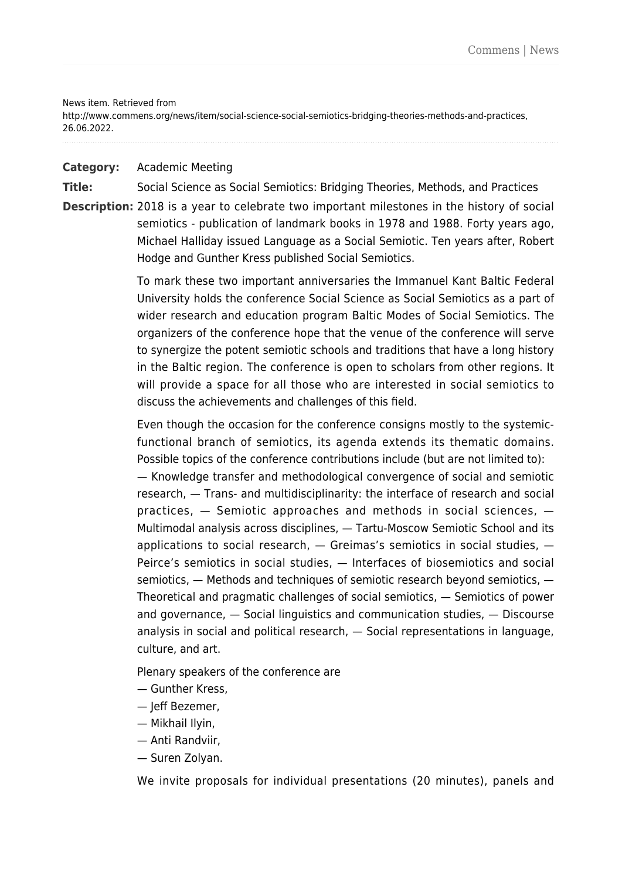News item. Retrieved from http://www.commens.org/news/item/social-science-social-semiotics-bridging-theories-methods-and-practices, 26.06.2022.

**Category:** Academic Meeting

**Title:** Social Science as Social Semiotics: Bridging Theories, Methods, and Practices

**Description:** 2018 is a year to celebrate two important milestones in the history of social semiotics - publication of landmark books in 1978 and 1988. Forty years ago, Michael Halliday issued Language as a Social Semiotic. Ten years after, Robert Hodge and Gunther Kress published Social Semiotics.

To mark these two important anniversaries the Immanuel Kant Baltic Federal University holds the conference Social Science as Social Semiotics as a part of wider research and education program Baltic Modes of Social Semiotics. The organizers of the conference hope that the venue of the conference will serve to synergize the potent semiotic schools and traditions that have a long history in the Baltic region. The conference is open to scholars from other regions. It will provide a space for all those who are interested in social semiotics to discuss the achievements and challenges of this field.

Even though the occasion for the conference consigns mostly to the systemic-functional branch of semiotics, its agenda extends its thematic domains. Possible topics of the conference contributions include (but are not limited to): — Knowledge transfer and methodological convergence of social and semiotic research, — Trans- and multidisciplinarity: the interface of research and social practices, — Semiotic approaches and methods in social sciences, — Multimodal analysis across disciplines, — Tartu-Moscow Semiotic School and its applications to social research, — Greimas's semiotics in social studies, — Peirce's semiotics in social studies, — Interfaces of biosemiotics and social semiotics, — Methods and techniques of semiotic research beyond semiotics, — Theoretical and pragmatic challenges of social semiotics, — Semiotics of power and governance, — Social linguistics and communication studies, — Discourse analysis in social and political research, — Social representations in language, culture, and art.

Plenary speakers of the conference are
— Gunther Kress,
— Jeff Bezemer,
— Mikhail Ilyin,
— Anti Randviir,
— Suren Zolyan.

We invite proposals for individual presentations (20 minutes), panels and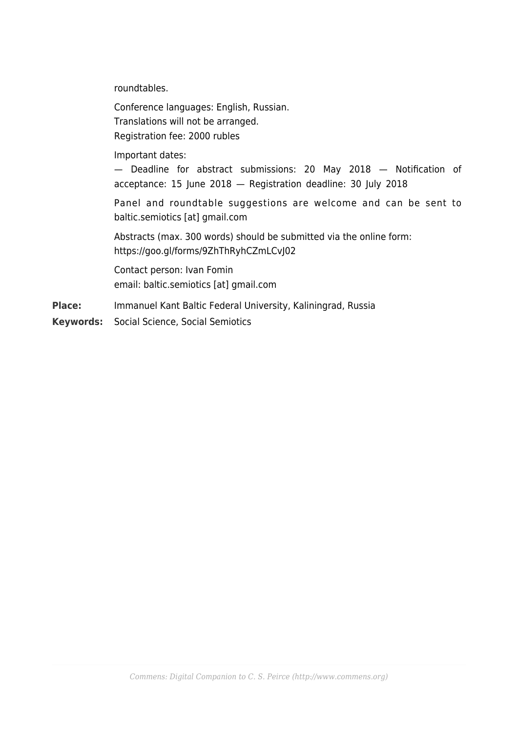roundtables.

Conference languages: English, Russian.
Translations will not be arranged.
Registration fee: 2000 rubles

Important dates:
— Deadline for abstract submissions: 20 May 2018 — Notification of acceptance: 15 June 2018 — Registration deadline: 30 July 2018

Panel and roundtable suggestions are welcome and can be sent to baltic.semiotics [at] gmail.com

Abstracts (max. 300 words) should be submitted via the online form:
https://goo.gl/forms/9ZhThRyhCZmLCvJ02

Contact person: Ivan Fomin
email: baltic.semiotics [at] gmail.com

**Place:** Immanuel Kant Baltic Federal University, Kaliningrad, Russia

**Keywords:** Social Science, Social Semiotics